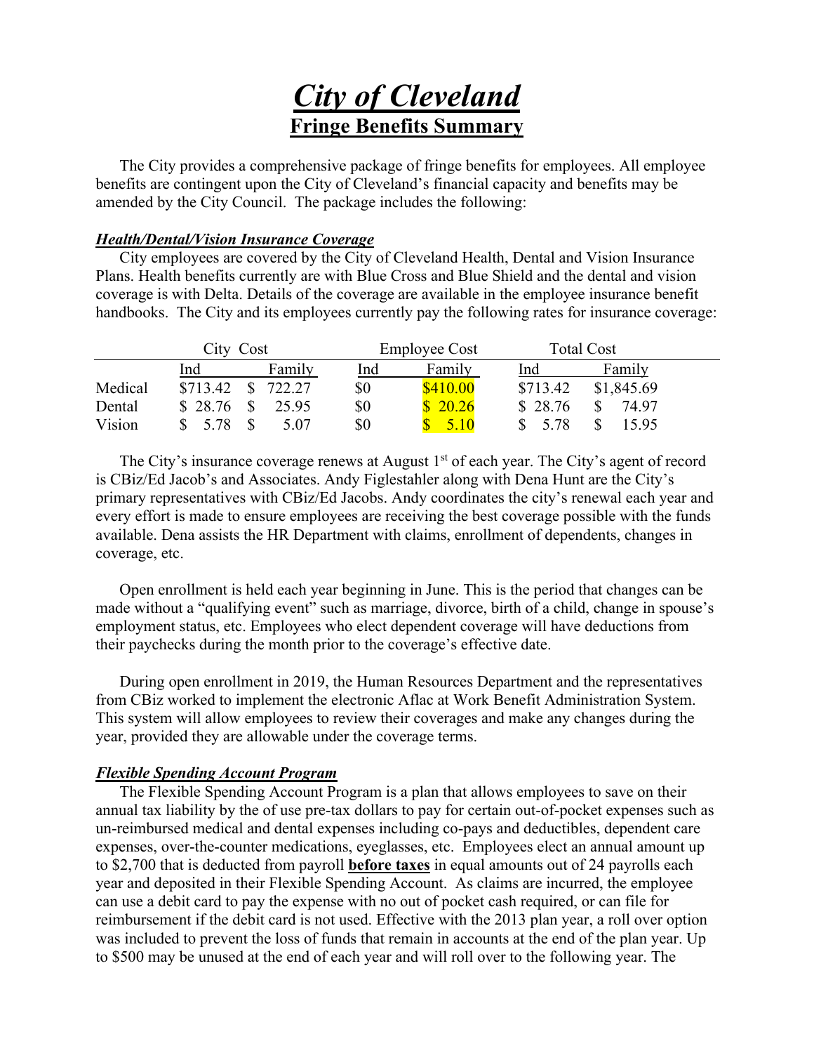# ***City of Cleveland***

## **Fringe Benefits Summary**

The City provides a comprehensive package of fringe benefits for employees. All employee benefits are contingent upon the City of Cleveland's financial capacity and benefits may be amended by the City Council. The package includes the following:

### ***Health/Dental/Vision Insurance Coverage***

City employees are covered by the City of Cleveland Health, Dental and Vision Insurance Plans. Health benefits currently are with Blue Cross and Blue Shield and the dental and vision coverage is with Delta. Details of the coverage are available in the employee insurance benefit handbooks. The City and its employees currently pay the following rates for insurance coverage:

| | City Cost | | Employee Cost | | Total Cost | |
|---|---|---|---|---|---|---|
| | Ind | Family | Ind | Family | Ind | Family |
| Medical | $713.42 | $ 722.27 | $0 | $410.00 | $713.42 | $1,845.69 |
| Dental | $ 28.76 | $ 25.95 | $0 | $ 20.26 | $ 28.76 | $ 74.97 |
| Vision | $ 5.78 | $ 5.07 | $0 | $ 5.10 | $ 5.78 | $ 15.95 |

The City's insurance coverage renews at August 1st of each year. The City's agent of record is CBiz/Ed Jacob's and Associates. Andy Figlestahler along with Dena Hunt are the City's primary representatives with CBiz/Ed Jacobs. Andy coordinates the city's renewal each year and every effort is made to ensure employees are receiving the best coverage possible with the funds available. Dena assists the HR Department with claims, enrollment of dependents, changes in coverage, etc.

Open enrollment is held each year beginning in June. This is the period that changes can be made without a "qualifying event" such as marriage, divorce, birth of a child, change in spouse's employment status, etc. Employees who elect dependent coverage will have deductions from their paychecks during the month prior to the coverage's effective date.

During open enrollment in 2019, the Human Resources Department and the representatives from CBiz worked to implement the electronic Aflac at Work Benefit Administration System. This system will allow employees to review their coverages and make any changes during the year, provided they are allowable under the coverage terms.

### ***Flexible Spending Account Program***

The Flexible Spending Account Program is a plan that allows employees to save on their annual tax liability by the of use pre-tax dollars to pay for certain out-of-pocket expenses such as un-reimbursed medical and dental expenses including co-pays and deductibles, dependent care expenses, over-the-counter medications, eyeglasses, etc. Employees elect an annual amount up to $2,700 that is deducted from payroll **before taxes** in equal amounts out of 24 payrolls each year and deposited in their Flexible Spending Account. As claims are incurred, the employee can use a debit card to pay the expense with no out of pocket cash required, or can file for reimbursement if the debit card is not used. Effective with the 2013 plan year, a roll over option was included to prevent the loss of funds that remain in accounts at the end of the plan year. Up to $500 may be unused at the end of each year and will roll over to the following year. The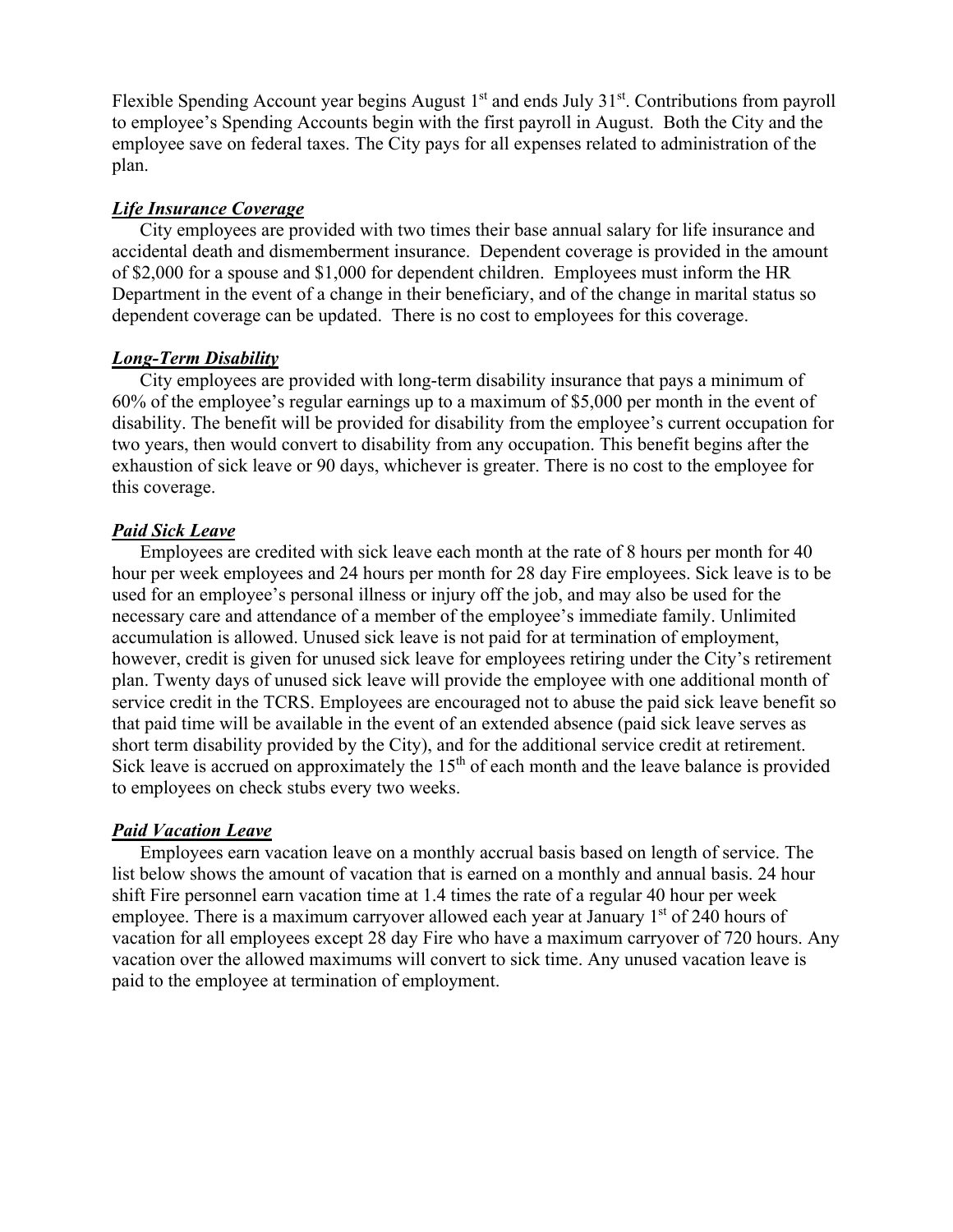Flexible Spending Account year begins August 1st and ends July 31st. Contributions from payroll to employee's Spending Accounts begin with the first payroll in August. Both the City and the employee save on federal taxes. The City pays for all expenses related to administration of the plan.

***Life Insurance Coverage***

City employees are provided with two times their base annual salary for life insurance and accidental death and dismemberment insurance. Dependent coverage is provided in the amount of $2,000 for a spouse and $1,000 for dependent children. Employees must inform the HR Department in the event of a change in their beneficiary, and of the change in marital status so dependent coverage can be updated. There is no cost to employees for this coverage.

***Long-Term Disability***

City employees are provided with long-term disability insurance that pays a minimum of 60% of the employee's regular earnings up to a maximum of $5,000 per month in the event of disability. The benefit will be provided for disability from the employee's current occupation for two years, then would convert to disability from any occupation. This benefit begins after the exhaustion of sick leave or 90 days, whichever is greater. There is no cost to the employee for this coverage.

***Paid Sick Leave***

Employees are credited with sick leave each month at the rate of 8 hours per month for 40 hour per week employees and 24 hours per month for 28 day Fire employees. Sick leave is to be used for an employee's personal illness or injury off the job, and may also be used for the necessary care and attendance of a member of the employee's immediate family. Unlimited accumulation is allowed. Unused sick leave is not paid for at termination of employment, however, credit is given for unused sick leave for employees retiring under the City's retirement plan. Twenty days of unused sick leave will provide the employee with one additional month of service credit in the TCRS. Employees are encouraged not to abuse the paid sick leave benefit so that paid time will be available in the event of an extended absence (paid sick leave serves as short term disability provided by the City), and for the additional service credit at retirement. Sick leave is accrued on approximately the 15th of each month and the leave balance is provided to employees on check stubs every two weeks.

***Paid Vacation Leave***

Employees earn vacation leave on a monthly accrual basis based on length of service. The list below shows the amount of vacation that is earned on a monthly and annual basis. 24 hour shift Fire personnel earn vacation time at 1.4 times the rate of a regular 40 hour per week employee. There is a maximum carryover allowed each year at January 1st of 240 hours of vacation for all employees except 28 day Fire who have a maximum carryover of 720 hours. Any vacation over the allowed maximums will convert to sick time. Any unused vacation leave is paid to the employee at termination of employment.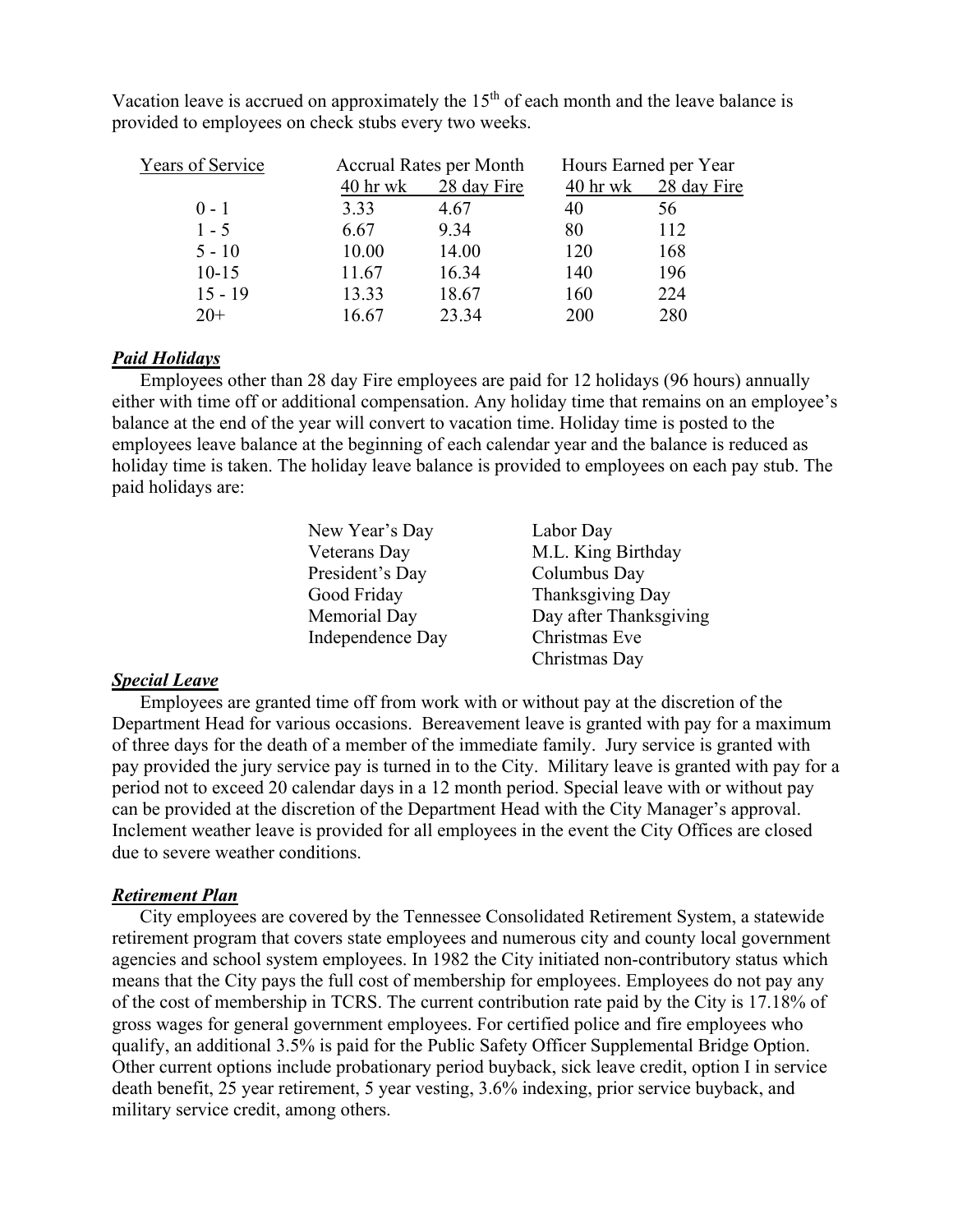Vacation leave is accrued on approximately the 15th of each month and the leave balance is provided to employees on check stubs every two weeks.

| Years of Service | Accrual Rates per Month | | Hours Earned per Year | |
|---|---|---|---|---|
| | 40 hr wk | 28 day Fire | 40 hr wk | 28 day Fire |
| 0 - 1 | 3.33 | 4.67 | 40 | 56 |
| 1 - 5 | 6.67 | 9.34 | 80 | 112 |
| 5 - 10 | 10.00 | 14.00 | 120 | 168 |
| 10-15 | 11.67 | 16.34 | 140 | 196 |
| 15 - 19 | 13.33 | 18.67 | 160 | 224 |
| 20+ | 16.67 | 23.34 | 200 | 280 |

***Paid Holidays***

Employees other than 28 day Fire employees are paid for 12 holidays (96 hours) annually either with time off or additional compensation. Any holiday time that remains on an employee's balance at the end of the year will convert to vacation time. Holiday time is posted to the employees leave balance at the beginning of each calendar year and the balance is reduced as holiday time is taken. The holiday leave balance is provided to employees on each pay stub. The paid holidays are:

| | |
|---|---|
| New Year's Day | Labor Day |
| Veterans Day | M.L. King Birthday |
| President's Day | Columbus Day |
| Good Friday | Thanksgiving Day |
| Memorial Day | Day after Thanksgiving |
| Independence Day | Christmas Eve |
| | Christmas Day |

***Special Leave***

Employees are granted time off from work with or without pay at the discretion of the Department Head for various occasions. Bereavement leave is granted with pay for a maximum of three days for the death of a member of the immediate family. Jury service is granted with pay provided the jury service pay is turned in to the City. Military leave is granted with pay for a period not to exceed 20 calendar days in a 12 month period. Special leave with or without pay can be provided at the discretion of the Department Head with the City Manager's approval. Inclement weather leave is provided for all employees in the event the City Offices are closed due to severe weather conditions.

***Retirement Plan***

City employees are covered by the Tennessee Consolidated Retirement System, a statewide retirement program that covers state employees and numerous city and county local government agencies and school system employees. In 1982 the City initiated non-contributory status which means that the City pays the full cost of membership for employees. Employees do not pay any of the cost of membership in TCRS. The current contribution rate paid by the City is 17.18% of gross wages for general government employees. For certified police and fire employees who qualify, an additional 3.5% is paid for the Public Safety Officer Supplemental Bridge Option. Other current options include probationary period buyback, sick leave credit, option I in service death benefit, 25 year retirement, 5 year vesting, 3.6% indexing, prior service buyback, and military service credit, among others.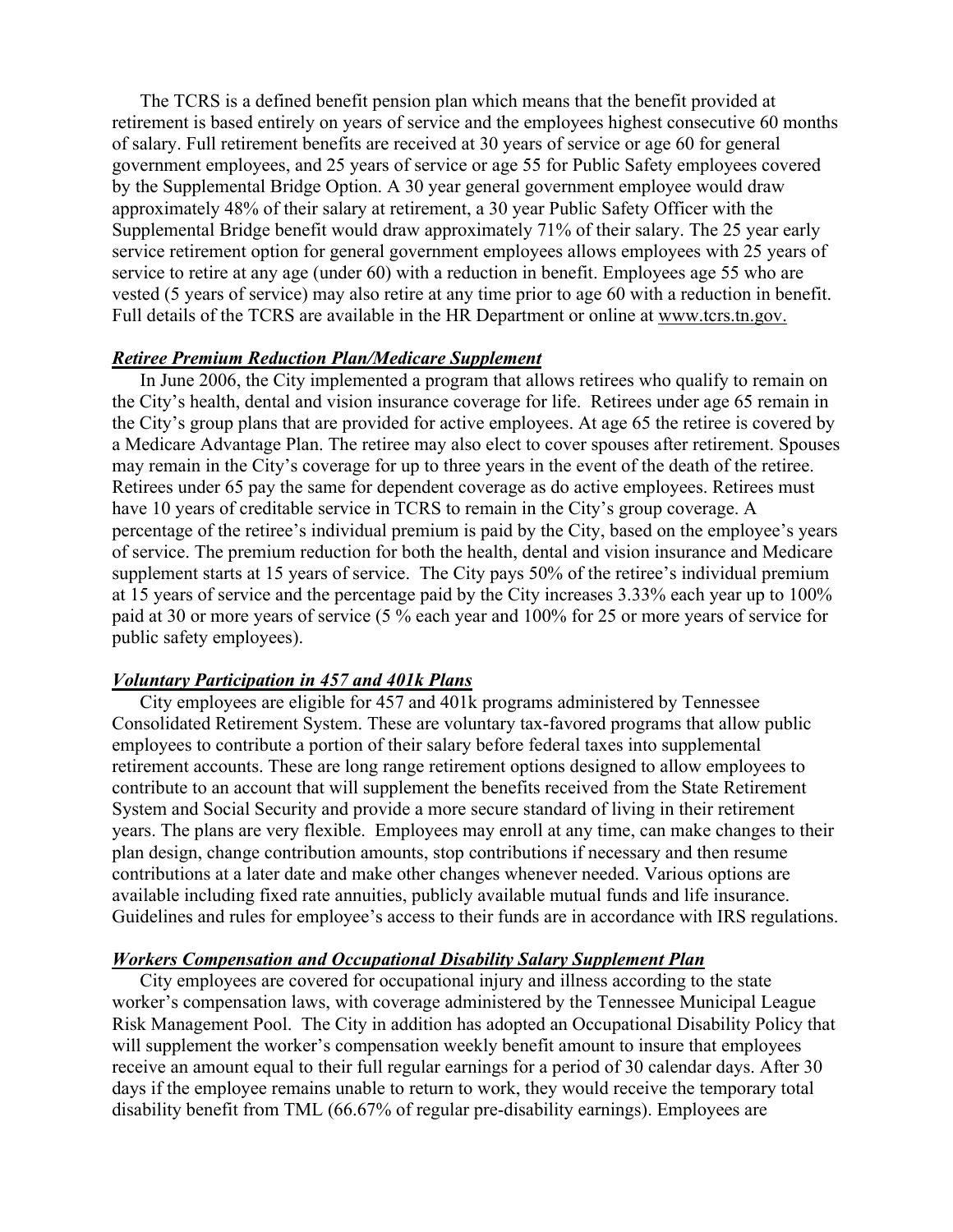The TCRS is a defined benefit pension plan which means that the benefit provided at retirement is based entirely on years of service and the employees highest consecutive 60 months of salary. Full retirement benefits are received at 30 years of service or age 60 for general government employees, and 25 years of service or age 55 for Public Safety employees covered by the Supplemental Bridge Option. A 30 year general government employee would draw approximately 48% of their salary at retirement, a 30 year Public Safety Officer with the Supplemental Bridge benefit would draw approximately 71% of their salary. The 25 year early service retirement option for general government employees allows employees with 25 years of service to retire at any age (under 60) with a reduction in benefit. Employees age 55 who are vested (5 years of service) may also retire at any time prior to age 60 with a reduction in benefit. Full details of the TCRS are available in the HR Department or online at www.tcrs.tn.gov.

***Retiree Premium Reduction Plan/Medicare Supplement***

In June 2006, the City implemented a program that allows retirees who qualify to remain on the City's health, dental and vision insurance coverage for life. Retirees under age 65 remain in the City's group plans that are provided for active employees. At age 65 the retiree is covered by a Medicare Advantage Plan. The retiree may also elect to cover spouses after retirement. Spouses may remain in the City's coverage for up to three years in the event of the death of the retiree. Retirees under 65 pay the same for dependent coverage as do active employees. Retirees must have 10 years of creditable service in TCRS to remain in the City's group coverage. A percentage of the retiree's individual premium is paid by the City, based on the employee's years of service. The premium reduction for both the health, dental and vision insurance and Medicare supplement starts at 15 years of service. The City pays 50% of the retiree's individual premium at 15 years of service and the percentage paid by the City increases 3.33% each year up to 100% paid at 30 or more years of service (5 % each year and 100% for 25 or more years of service for public safety employees).

***Voluntary Participation in 457 and 401k Plans***

City employees are eligible for 457 and 401k programs administered by Tennessee Consolidated Retirement System. These are voluntary tax-favored programs that allow public employees to contribute a portion of their salary before federal taxes into supplemental retirement accounts. These are long range retirement options designed to allow employees to contribute to an account that will supplement the benefits received from the State Retirement System and Social Security and provide a more secure standard of living in their retirement years. The plans are very flexible. Employees may enroll at any time, can make changes to their plan design, change contribution amounts, stop contributions if necessary and then resume contributions at a later date and make other changes whenever needed. Various options are available including fixed rate annuities, publicly available mutual funds and life insurance. Guidelines and rules for employee's access to their funds are in accordance with IRS regulations.

***Workers Compensation and Occupational Disability Salary Supplement Plan***

City employees are covered for occupational injury and illness according to the state worker's compensation laws, with coverage administered by the Tennessee Municipal League Risk Management Pool. The City in addition has adopted an Occupational Disability Policy that will supplement the worker's compensation weekly benefit amount to insure that employees receive an amount equal to their full regular earnings for a period of 30 calendar days. After 30 days if the employee remains unable to return to work, they would receive the temporary total disability benefit from TML (66.67% of regular pre-disability earnings). Employees are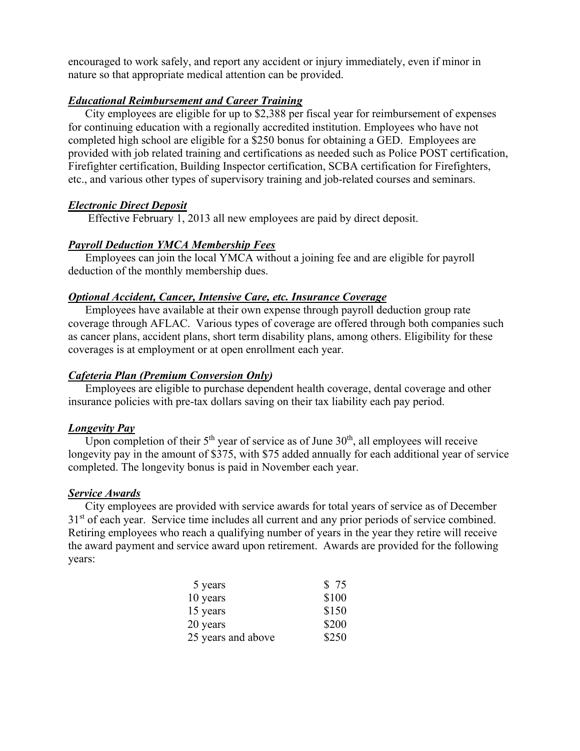encouraged to work safely, and report any accident or injury immediately, even if minor in nature so that appropriate medical attention can be provided.

***Educational Reimbursement and Career Training***

City employees are eligible for up to $2,388 per fiscal year for reimbursement of expenses for continuing education with a regionally accredited institution. Employees who have not completed high school are eligible for a $250 bonus for obtaining a GED. Employees are provided with job related training and certifications as needed such as Police POST certification, Firefighter certification, Building Inspector certification, SCBA certification for Firefighters, etc., and various other types of supervisory training and job-related courses and seminars.

***Electronic Direct Deposit***

Effective February 1, 2013 all new employees are paid by direct deposit.

***Payroll Deduction YMCA Membership Fees***

Employees can join the local YMCA without a joining fee and are eligible for payroll deduction of the monthly membership dues.

***Optional Accident, Cancer, Intensive Care, etc. Insurance Coverage***

Employees have available at their own expense through payroll deduction group rate coverage through AFLAC. Various types of coverage are offered through both companies such as cancer plans, accident plans, short term disability plans, among others. Eligibility for these coverages is at employment or at open enrollment each year.

***Cafeteria Plan (Premium Conversion Only)***

Employees are eligible to purchase dependent health coverage, dental coverage and other insurance policies with pre-tax dollars saving on their tax liability each pay period.

***Longevity Pay***

Upon completion of their 5th year of service as of June 30th, all employees will receive longevity pay in the amount of $375, with $75 added annually for each additional year of service completed. The longevity bonus is paid in November each year.

***Service Awards***

City employees are provided with service awards for total years of service as of December 31st of each year. Service time includes all current and any prior periods of service combined. Retiring employees who reach a qualifying number of years in the year they retire will receive the award payment and service award upon retirement. Awards are provided for the following years:

| Years | Award |
|---|---|
| 5 years | $ 75 |
| 10 years | $100 |
| 15 years | $150 |
| 20 years | $200 |
| 25 years and above | $250 |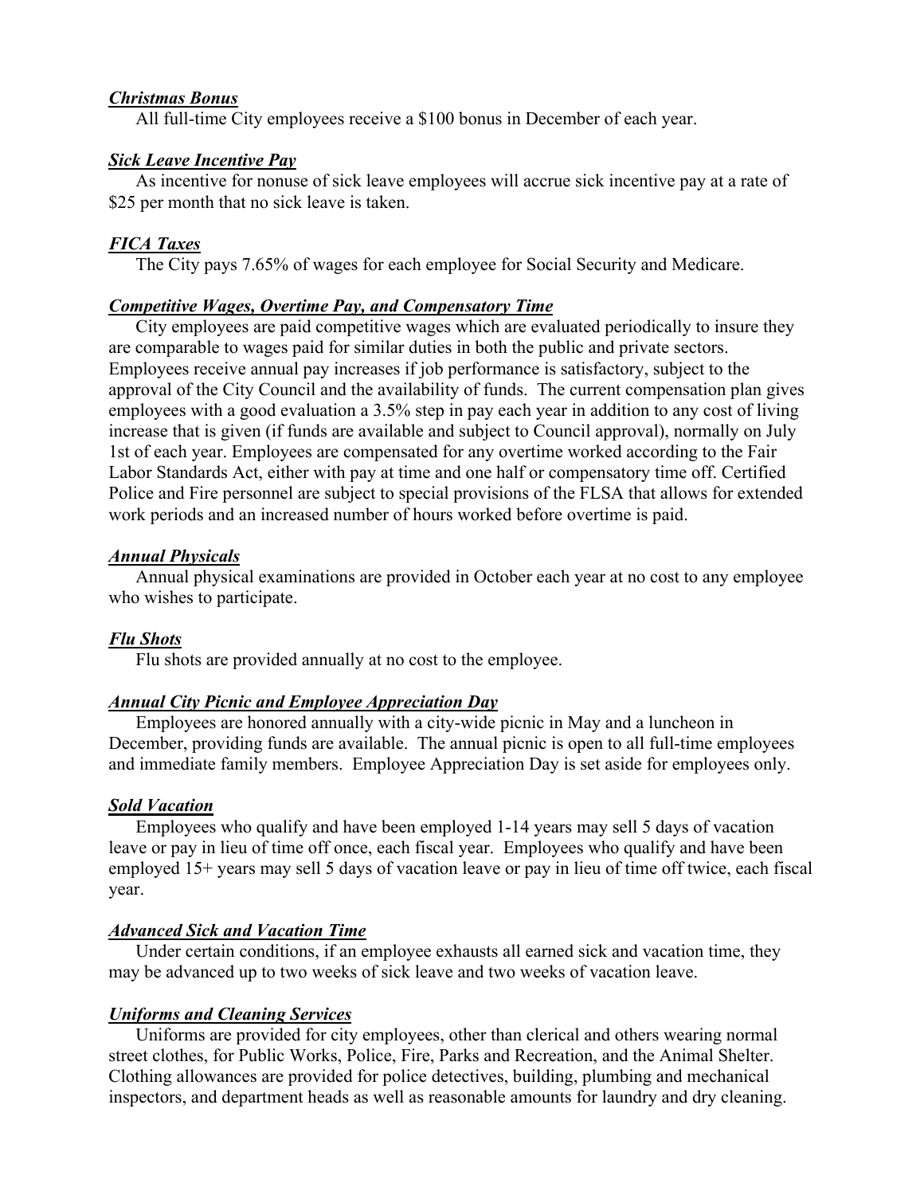***Christmas Bonus***

All full-time City employees receive a $100 bonus in December of each year.

***Sick Leave Incentive Pay***

As incentive for nonuse of sick leave employees will accrue sick incentive pay at a rate of $25 per month that no sick leave is taken.

***FICA Taxes***

The City pays 7.65% of wages for each employee for Social Security and Medicare.

***Competitive Wages, Overtime Pay, and Compensatory Time***

City employees are paid competitive wages which are evaluated periodically to insure they are comparable to wages paid for similar duties in both the public and private sectors. Employees receive annual pay increases if job performance is satisfactory, subject to the approval of the City Council and the availability of funds. The current compensation plan gives employees with a good evaluation a 3.5% step in pay each year in addition to any cost of living increase that is given (if funds are available and subject to Council approval), normally on July 1st of each year. Employees are compensated for any overtime worked according to the Fair Labor Standards Act, either with pay at time and one half or compensatory time off. Certified Police and Fire personnel are subject to special provisions of the FLSA that allows for extended work periods and an increased number of hours worked before overtime is paid.

***Annual Physicals***

Annual physical examinations are provided in October each year at no cost to any employee who wishes to participate.

***Flu Shots***

Flu shots are provided annually at no cost to the employee.

***Annual City Picnic and Employee Appreciation Day***

Employees are honored annually with a city-wide picnic in May and a luncheon in December, providing funds are available. The annual picnic is open to all full-time employees and immediate family members. Employee Appreciation Day is set aside for employees only.

***Sold Vacation***

Employees who qualify and have been employed 1-14 years may sell 5 days of vacation leave or pay in lieu of time off once, each fiscal year. Employees who qualify and have been employed 15+ years may sell 5 days of vacation leave or pay in lieu of time off twice, each fiscal year.

***Advanced Sick and Vacation Time***

Under certain conditions, if an employee exhausts all earned sick and vacation time, they may be advanced up to two weeks of sick leave and two weeks of vacation leave.

***Uniforms and Cleaning Services***

Uniforms are provided for city employees, other than clerical and others wearing normal street clothes, for Public Works, Police, Fire, Parks and Recreation, and the Animal Shelter. Clothing allowances are provided for police detectives, building, plumbing and mechanical inspectors, and department heads as well as reasonable amounts for laundry and dry cleaning.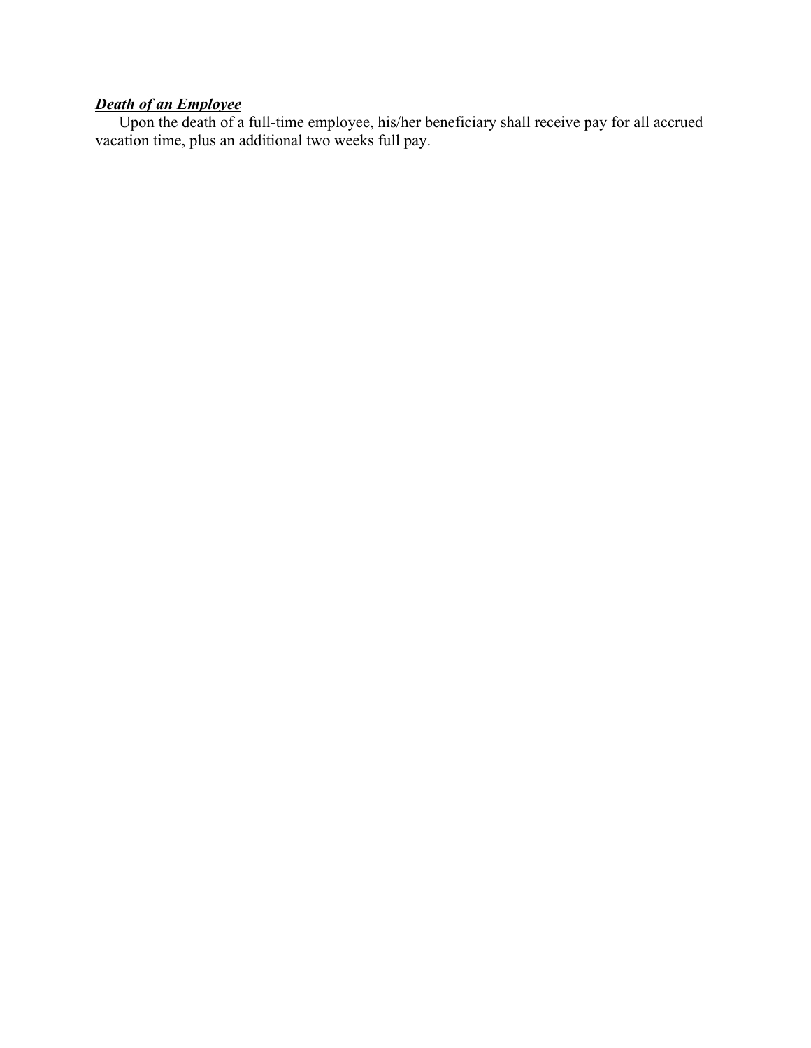***Death of an Employee***

Upon the death of a full-time employee, his/her beneficiary shall receive pay for all accrued vacation time, plus an additional two weeks full pay.